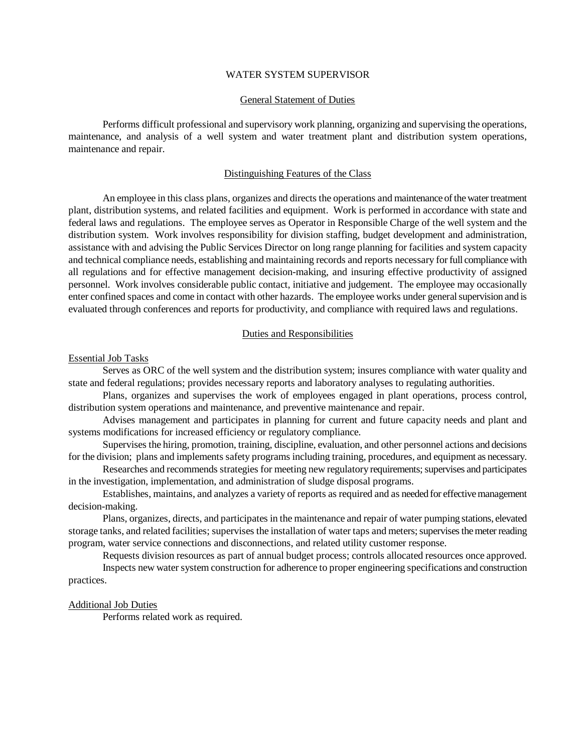# WATER SYSTEM SUPERVISOR

## General Statement of Duties

Performs difficult professional and supervisory work planning, organizing and supervising the operations, maintenance, and analysis of a well system and water treatment plant and distribution system operations, maintenance and repair.

## Distinguishing Features of the Class

An employee in this class plans, organizes and directs the operations and maintenance of the water treatment plant, distribution systems, and related facilities and equipment. Work is performed in accordance with state and federal laws and regulations. The employee serves as Operator in Responsible Charge of the well system and the distribution system. Work involves responsibility for division staffing, budget development and administration, assistance with and advising the Public Services Director on long range planning for facilities and system capacity and technical compliance needs, establishing and maintaining records and reports necessary for full compliance with all regulations and for effective management decision-making, and insuring effective productivity of assigned personnel. Work involves considerable public contact, initiative and judgement. The employee may occasionally enter confined spaces and come in contact with other hazards. The employee works under general supervision and is evaluated through conferences and reports for productivity, and compliance with required laws and regulations.

## Duties and Responsibilities

### Essential Job Tasks

Serves as ORC of the well system and the distribution system; insures compliance with water quality and state and federal regulations; provides necessary reports and laboratory analyses to regulating authorities.

Plans, organizes and supervises the work of employees engaged in plant operations, process control, distribution system operations and maintenance, and preventive maintenance and repair.

Advises management and participates in planning for current and future capacity needs and plant and systems modifications for increased efficiency or regulatory compliance.

Supervises the hiring, promotion, training, discipline, evaluation, and other personnel actions and decisions for the division; plans and implements safety programs including training, procedures, and equipment as necessary.

Researches and recommends strategies for meeting new regulatory requirements; supervises and participates in the investigation, implementation, and administration of sludge disposal programs.

Establishes, maintains, and analyzes a variety of reports as required and as needed for effective management decision-making.

Plans, organizes, directs, and participates in the maintenance and repair of water pumping stations, elevated storage tanks, and related facilities; supervises the installation of water taps and meters; supervises the meter reading program, water service connections and disconnections, and related utility customer response.

Requests division resources as part of annual budget process; controls allocated resources once approved.

Inspects new water system construction for adherence to proper engineering specifications and construction practices.

### Additional Job Duties

Performs related work as required.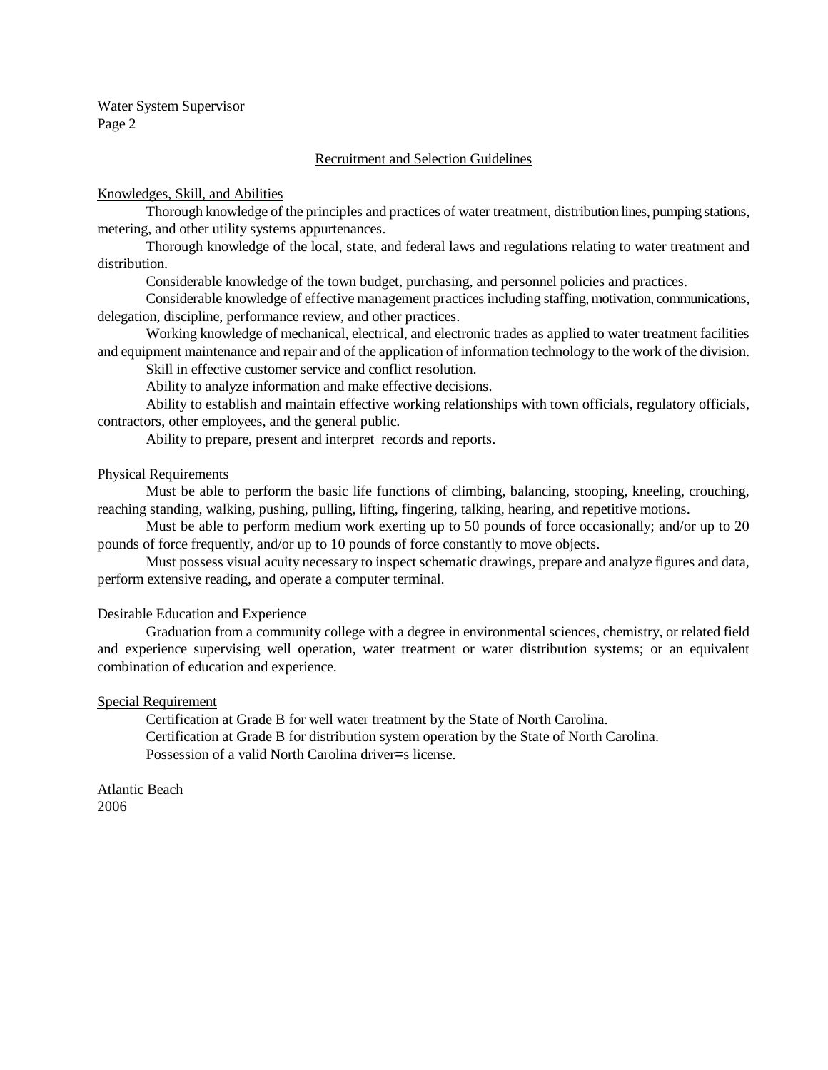## Recruitment and Selection Guidelines

### Knowledges, Skill, and Abilities

Thorough knowledge of the principles and practices of water treatment, distribution lines, pumping stations, metering, and other utility systems appurtenances.

Thorough knowledge of the local, state, and federal laws and regulations relating to water treatment and distribution.

Considerable knowledge of the town budget, purchasing, and personnel policies and practices.

Considerable knowledge of effective management practices including staffing, motivation, communications, delegation, discipline, performance review, and other practices.

Working knowledge of mechanical, electrical, and electronic trades as applied to water treatment facilities and equipment maintenance and repair and of the application of information technology to the work of the division.

Skill in effective customer service and conflict resolution.

Ability to analyze information and make effective decisions.

Ability to establish and maintain effective working relationships with town officials, regulatory officials, contractors, other employees, and the general public.

Ability to prepare, present and interpret records and reports.

### Physical Requirements

Must be able to perform the basic life functions of climbing, balancing, stooping, kneeling, crouching, reaching standing, walking, pushing, pulling, lifting, fingering, talking, hearing, and repetitive motions.

Must be able to perform medium work exerting up to 50 pounds of force occasionally; and/or up to 20 pounds of force frequently, and/or up to 10 pounds of force constantly to move objects.

Must possess visual acuity necessary to inspect schematic drawings, prepare and analyze figures and data, perform extensive reading, and operate a computer terminal.

### Desirable Education and Experience

Graduation from a community college with a degree in environmental sciences, chemistry, or related field and experience supervising well operation, water treatment or water distribution systems; or an equivalent combination of education and experience.

### Special Requirement

Certification at Grade B for well water treatment by the State of North Carolina.

Certification at Grade B for distribution system operation by the State of North Carolina.

Possession of a valid North Carolina driver=s license.

Atlantic Beach
2006